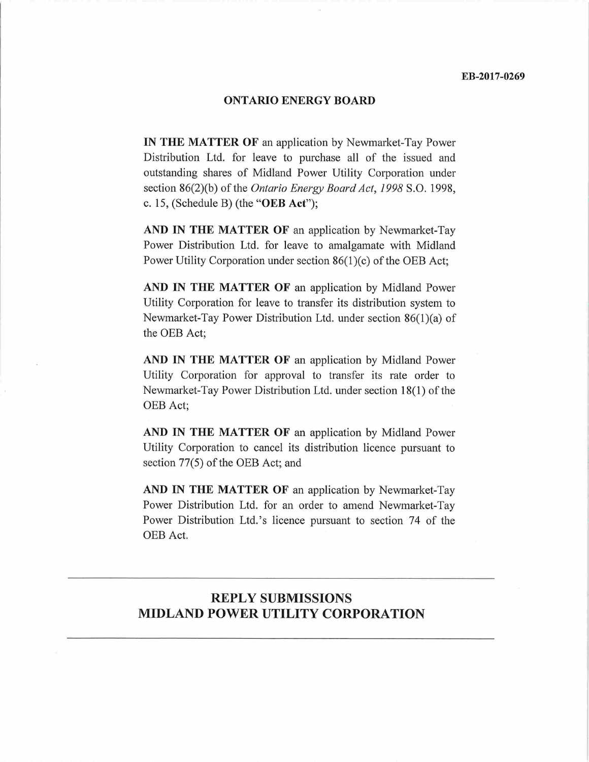**EB-2017-0269**

**ONTARIO ENERGY BOARD**

**IN THE MATTER OF** an application by Newmarket-Tay Power Distribution Ltd. for leave to purchase all of the issued and outstanding shares of Midland Power Utility Corporation under section 86(2)(b) of the *Ontario Energy Board Act, 1998* S.O. 1998, c. 15, (Schedule B) (the "**OEB Act**");

**AND IN THE MATTER OF** an application by Newmarket-Tay Power Distribution Ltd. for leave to amalgamate with Midland Power Utility Corporation under section 86(1)(c) of the OEB Act;

**AND IN THE MATTER OF** an application by Midland Power Utility Corporation for leave to transfer its distribution system to Newmarket-Tay Power Distribution Ltd. under section 86(1)(a) of the OEB Act;

**AND IN THE MATTER OF** an application by Midland Power Utility Corporation for approval to transfer its rate order to Newmarket-Tay Power Distribution Ltd. under section 18(1) of the OEB Act;

**AND IN THE MATTER OF** an application by Midland Power Utility Corporation to cancel its distribution licence pursuant to section 77(5) of the OEB Act; and

**AND IN THE MATTER OF** an application by Newmarket-Tay Power Distribution Ltd. for an order to amend Newmarket-Tay Power Distribution Ltd.'s licence pursuant to section 74 of the OEB Act.

---

# REPLY SUBMISSIONS
# MIDLAND POWER UTILITY CORPORATION

---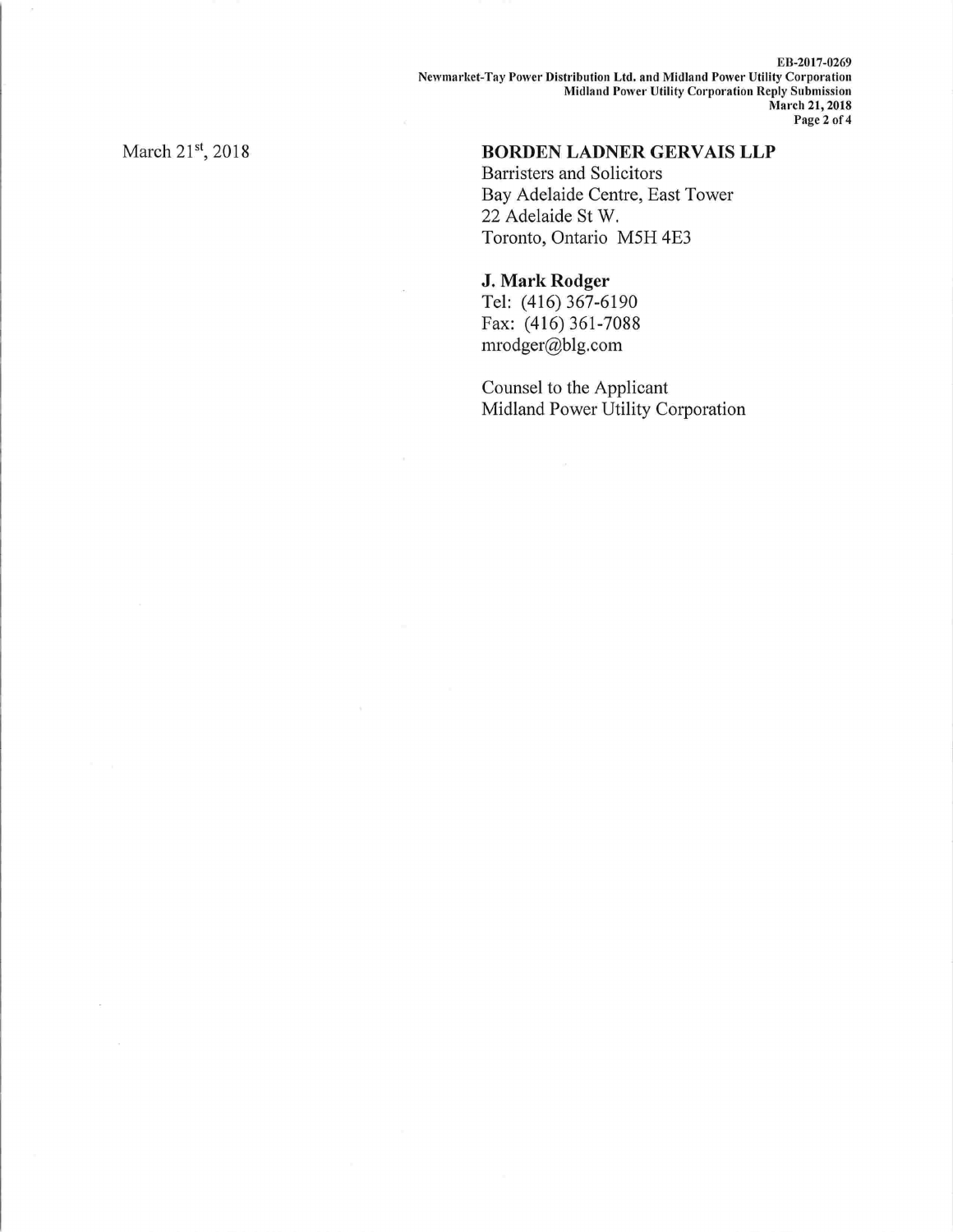March 21st, 2018

**BORDEN LADNER GERVAIS LLP**
Barristers and Solicitors
Bay Adelaide Centre, East Tower
22 Adelaide St W.
Toronto, Ontario M5H 4E3

**J. Mark Rodger**
Tel: (416) 367-6190
Fax: (416) 361-7088
mrodger@blg.com

Counsel to the Applicant
Midland Power Utility Corporation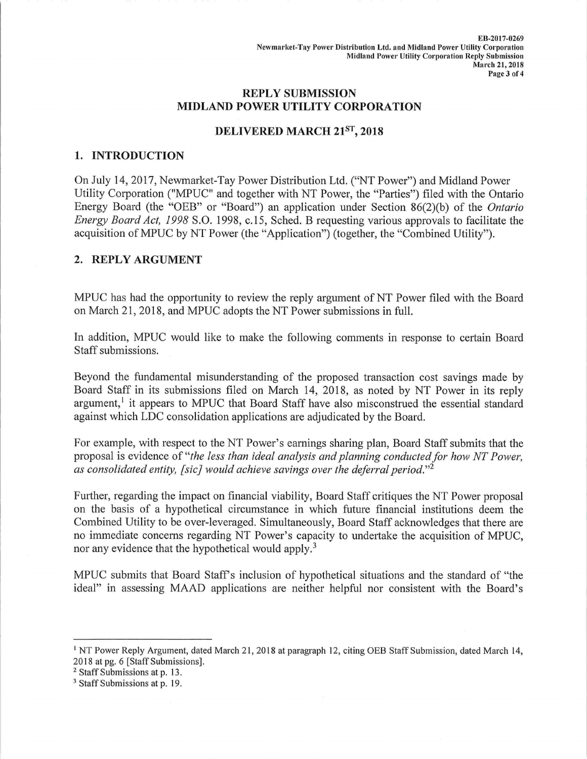# REPLY SUBMISSION
# MIDLAND POWER UTILITY CORPORATION

## DELIVERED MARCH 21ST, 2018

## 1. INTRODUCTION

On July 14, 2017, Newmarket-Tay Power Distribution Ltd. ("NT Power") and Midland Power Utility Corporation ("MPUC" and together with NT Power, the "Parties") filed with the Ontario Energy Board (the "OEB" or "Board") an application under Section 86(2)(b) of the *Ontario Energy Board Act, 1998* S.O. 1998, c.15, Sched. B requesting various approvals to facilitate the acquisition of MPUC by NT Power (the "Application") (together, the "Combined Utility").

## 2. REPLY ARGUMENT

MPUC has had the opportunity to review the reply argument of NT Power filed with the Board on March 21, 2018, and MPUC adopts the NT Power submissions in full.

In addition, MPUC would like to make the following comments in response to certain Board Staff submissions.

Beyond the fundamental misunderstanding of the proposed transaction cost savings made by Board Staff in its submissions filed on March 14, 2018, as noted by NT Power in its reply argument,[1] it appears to MPUC that Board Staff have also misconstrued the essential standard against which LDC consolidation applications are adjudicated by the Board.

For example, with respect to the NT Power's earnings sharing plan, Board Staff submits that the proposal is evidence of "*the less than ideal analysis and planning conducted for how NT Power, as consolidated entity, [sic] would achieve savings over the deferral period.*"[2]

Further, regarding the impact on financial viability, Board Staff critiques the NT Power proposal on the basis of a hypothetical circumstance in which future financial institutions deem the Combined Utility to be over-leveraged. Simultaneously, Board Staff acknowledges that there are no immediate concerns regarding NT Power's capacity to undertake the acquisition of MPUC, nor any evidence that the hypothetical would apply.[3]

MPUC submits that Board Staff's inclusion of hypothetical situations and the standard of "the ideal" in assessing MAAD applications are neither helpful nor consistent with the Board's

---

[1] NT Power Reply Argument, dated March 21, 2018 at paragraph 12, citing OEB Staff Submission, dated March 14, 2018 at pg. 6 [Staff Submissions].

[2] Staff Submissions at p. 13.

[3] Staff Submissions at p. 19.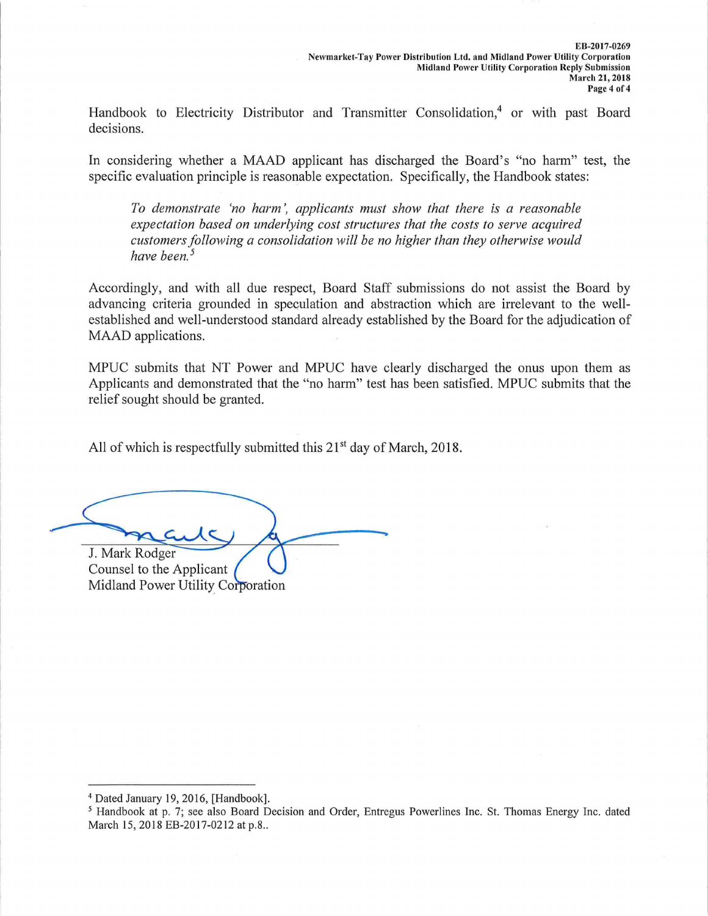Handbook to Electricity Distributor and Transmitter Consolidation,[4] or with past Board decisions.

In considering whether a MAAD applicant has discharged the Board's "no harm" test, the specific evaluation principle is reasonable expectation. Specifically, the Handbook states:

> *To demonstrate 'no harm', applicants must show that there is a reasonable expectation based on underlying cost structures that the costs to serve acquired customers following a consolidation will be no higher than they otherwise would have been.*[5]

Accordingly, and with all due respect, Board Staff submissions do not assist the Board by advancing criteria grounded in speculation and abstraction which are irrelevant to the well-established and well-understood standard already established by the Board for the adjudication of MAAD applications.

MPUC submits that NT Power and MPUC have clearly discharged the onus upon them as Applicants and demonstrated that the "no harm" test has been satisfied. MPUC submits that the relief sought should be granted.

All of which is respectfully submitted this 21st day of March, 2018.

J. Mark Rodger
Counsel to the Applicant
Midland Power Utility Corporation

---

[4] Dated January 19, 2016, [Handbook].

[5] Handbook at p. 7; see also Board Decision and Order, Entregus Powerlines Inc. St. Thomas Energy Inc. dated March 15, 2018 EB-2017-0212 at p.8..